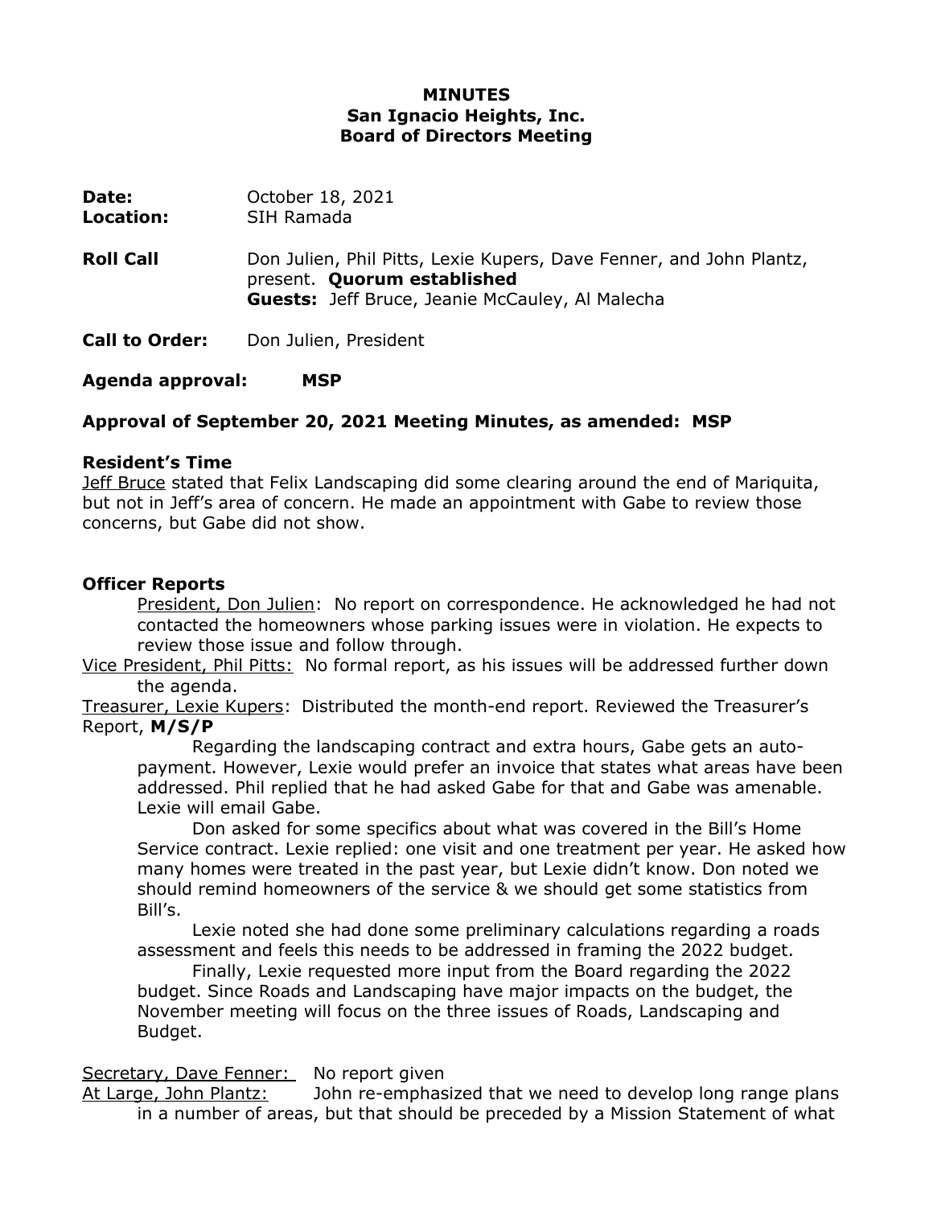# MINUTES
## San Ignacio Heights, Inc.
## Board of Directors Meeting

**Date:** October 18, 2021
**Location:** SIH Ramada

**Roll Call** Don Julien, Phil Pitts, Lexie Kupers, Dave Fenner, and John Plantz, present. **Quorum established**
**Guests:** Jeff Bruce, Jeanie McCauley, Al Malecha

**Call to Order:** Don Julien, President

**Agenda approval: MSP**

**Approval of September 20, 2021 Meeting Minutes, as amended: MSP**

**Resident's Time**

Jeff Bruce stated that Felix Landscaping did some clearing around the end of Mariquita, but not in Jeff's area of concern. He made an appointment with Gabe to review those concerns, but Gabe did not show.

**Officer Reports**

President, Don Julien: No report on correspondence. He acknowledged he had not contacted the homeowners whose parking issues were in violation. He expects to review those issue and follow through.

Vice President, Phil Pitts: No formal report, as his issues will be addressed further down the agenda.

Treasurer, Lexie Kupers: Distributed the month-end report. Reviewed the Treasurer's Report, **M/S/P**

Regarding the landscaping contract and extra hours, Gabe gets an auto-payment. However, Lexie would prefer an invoice that states what areas have been addressed. Phil replied that he had asked Gabe for that and Gabe was amenable. Lexie will email Gabe.

Don asked for some specifics about what was covered in the Bill's Home Service contract. Lexie replied: one visit and one treatment per year. He asked how many homes were treated in the past year, but Lexie didn't know. Don noted we should remind homeowners of the service & we should get some statistics from Bill's.

Lexie noted she had done some preliminary calculations regarding a roads assessment and feels this needs to be addressed in framing the 2022 budget.

Finally, Lexie requested more input from the Board regarding the 2022 budget. Since Roads and Landscaping have major impacts on the budget, the November meeting will focus on the three issues of Roads, Landscaping and Budget.

Secretary, Dave Fenner: No report given

At Large, John Plantz: John re-emphasized that we need to develop long range plans in a number of areas, but that should be preceded by a Mission Statement of what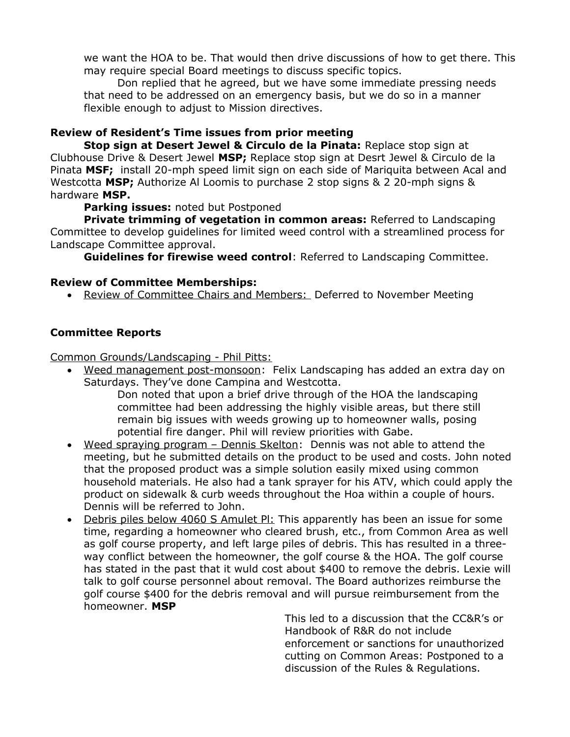we want the HOA to be. That would then drive discussions of how to get there. This may require special Board meetings to discuss specific topics.

Don replied that he agreed, but we have some immediate pressing needs that need to be addressed on an emergency basis, but we do so in a manner flexible enough to adjust to Mission directives.

**Review of Resident's Time issues from prior meeting**

**Stop sign at Desert Jewel & Circulo de la Pinata:** Replace stop sign at Clubhouse Drive & Desert Jewel **MSP;** Replace stop sign at Desrt Jewel & Circulo de la Pinata **MSF;** install 20-mph speed limit sign on each side of Mariquita between Acal and Westcotta **MSP;** Authorize Al Loomis to purchase 2 stop signs & 2 20-mph signs & hardware **MSP.**

**Parking issues:** noted but Postponed

**Private trimming of vegetation in common areas:** Referred to Landscaping Committee to develop guidelines for limited weed control with a streamlined process for Landscape Committee approval.

**Guidelines for firewise weed control**: Referred to Landscaping Committee.

**Review of Committee Memberships:**

- Review of Committee Chairs and Members: Deferred to November Meeting

**Committee Reports**

Common Grounds/Landscaping - Phil Pitts:

- Weed management post-monsoon: Felix Landscaping has added an extra day on Saturdays. They've done Campina and Westcotta.

  Don noted that upon a brief drive through of the HOA the landscaping committee had been addressing the highly visible areas, but there still remain big issues with weeds growing up to homeowner walls, posing potential fire danger. Phil will review priorities with Gabe.

- Weed spraying program – Dennis Skelton: Dennis was not able to attend the meeting, but he submitted details on the product to be used and costs. John noted that the proposed product was a simple solution easily mixed using common household materials. He also had a tank sprayer for his ATV, which could apply the product on sidewalk & curb weeds throughout the Hoa within a couple of hours. Dennis will be referred to John.

- Debris piles below 4060 S Amulet Pl: This apparently has been an issue for some time, regarding a homeowner who cleared brush, etc., from Common Area as well as golf course property, and left large piles of debris. This has resulted in a three-way conflict between the homeowner, the golf course & the HOA. The golf course has stated in the past that it wuld cost about $400 to remove the debris. Lexie will talk to golf course personnel about removal. The Board authorizes reimburse the golf course $400 for the debris removal and will pursue reimbursement from the homeowner. **MSP**

  This led to a discussion that the CC&R's or Handbook of R&R do not include enforcement or sanctions for unauthorized cutting on Common Areas: Postponed to a discussion of the Rules & Regulations.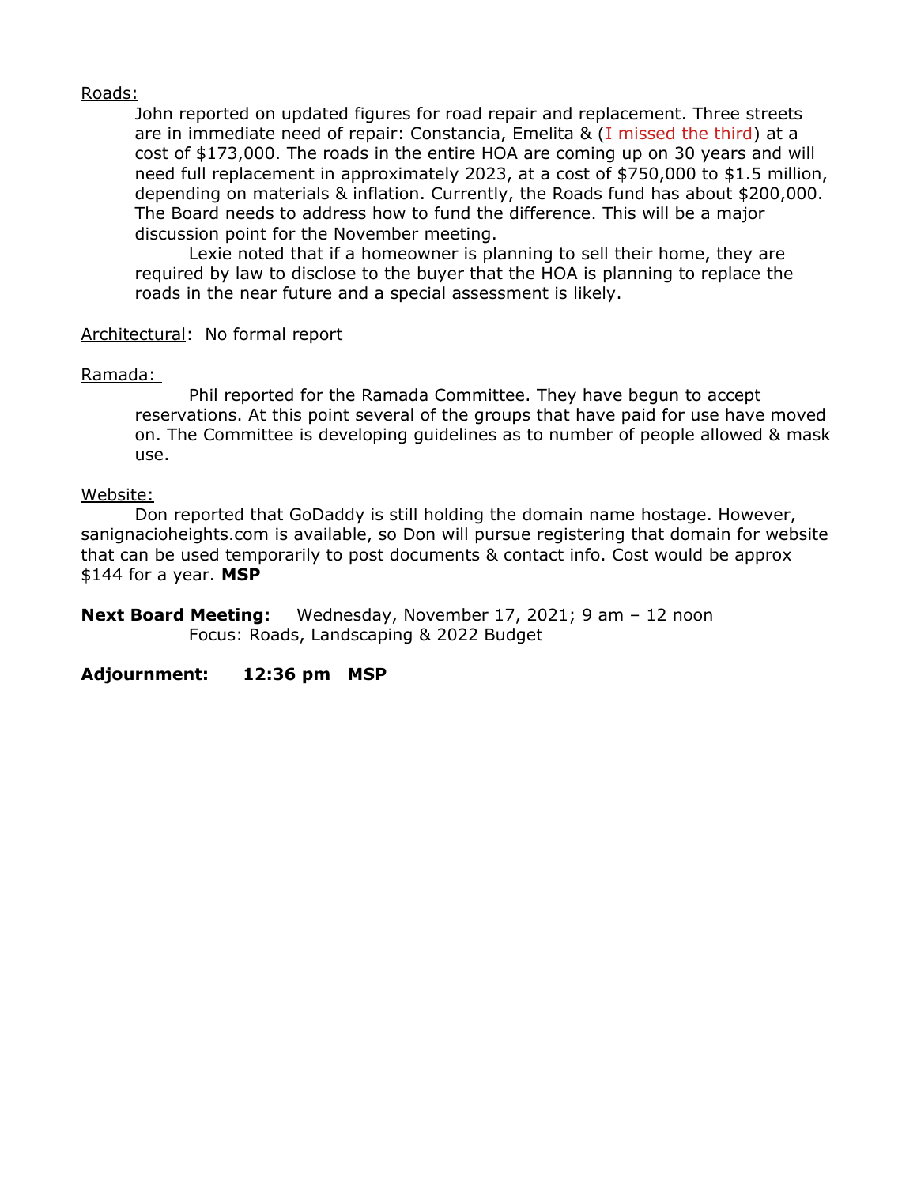Roads:

John reported on updated figures for road repair and replacement. Three streets are in immediate need of repair: Constancia, Emelita & (I missed the third) at a cost of $173,000. The roads in the entire HOA are coming up on 30 years and will need full replacement in approximately 2023, at a cost of $750,000 to $1.5 million, depending on materials & inflation. Currently, the Roads fund has about $200,000. The Board needs to address how to fund the difference. This will be a major discussion point for the November meeting.

Lexie noted that if a homeowner is planning to sell their home, they are required by law to disclose to the buyer that the HOA is planning to replace the roads in the near future and a special assessment is likely.

Architectural: No formal report

Ramada:

Phil reported for the Ramada Committee. They have begun to accept reservations. At this point several of the groups that have paid for use have moved on. The Committee is developing guidelines as to number of people allowed & mask use.

Website:

Don reported that GoDaddy is still holding the domain name hostage. However, sanignacioheights.com is available, so Don will pursue registering that domain for website that can be used temporarily to post documents & contact info. Cost would be approx $144 for a year. **MSP**

**Next Board Meeting:** Wednesday, November 17, 2021; 9 am – 12 noon
Focus: Roads, Landscaping & 2022 Budget

**Adjournment: 12:36 pm MSP**